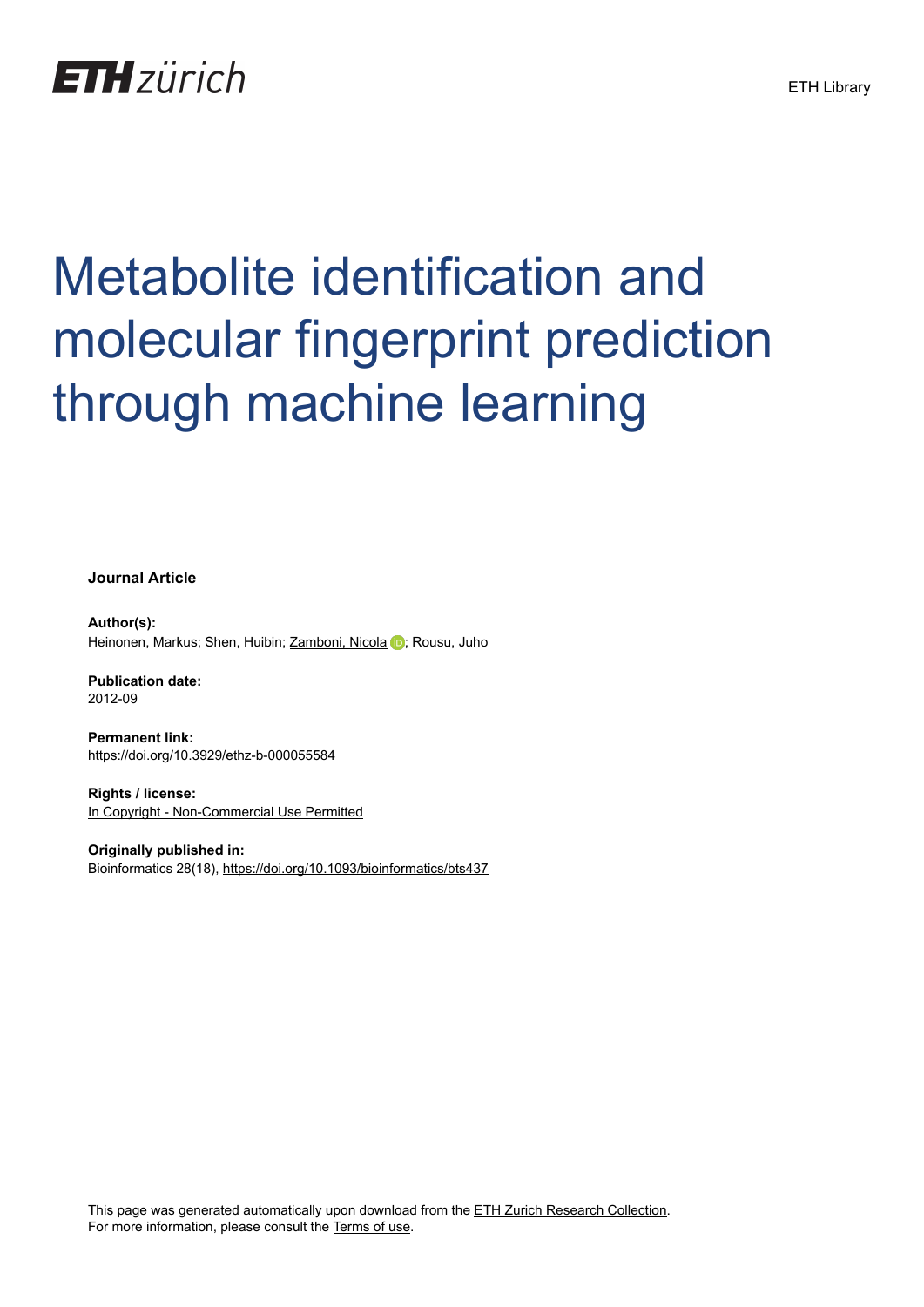ETH zürich

ETH Library

# Metabolite identification and molecular fingerprint prediction through machine learning

**Journal Article**

**Author(s):**
Heinonen, Markus; Shen, Huibin; Zamboni, Nicola; Rousu, Juho

**Publication date:**
2012-09

**Permanent link:**
https://doi.org/10.3929/ethz-b-000055584

**Rights / license:**
In Copyright - Non-Commercial Use Permitted

**Originally published in:**
Bioinformatics 28(18), https://doi.org/10.1093/bioinformatics/bts437

This page was generated automatically upon download from the ETH Zurich Research Collection.
For more information, please consult the Terms of use.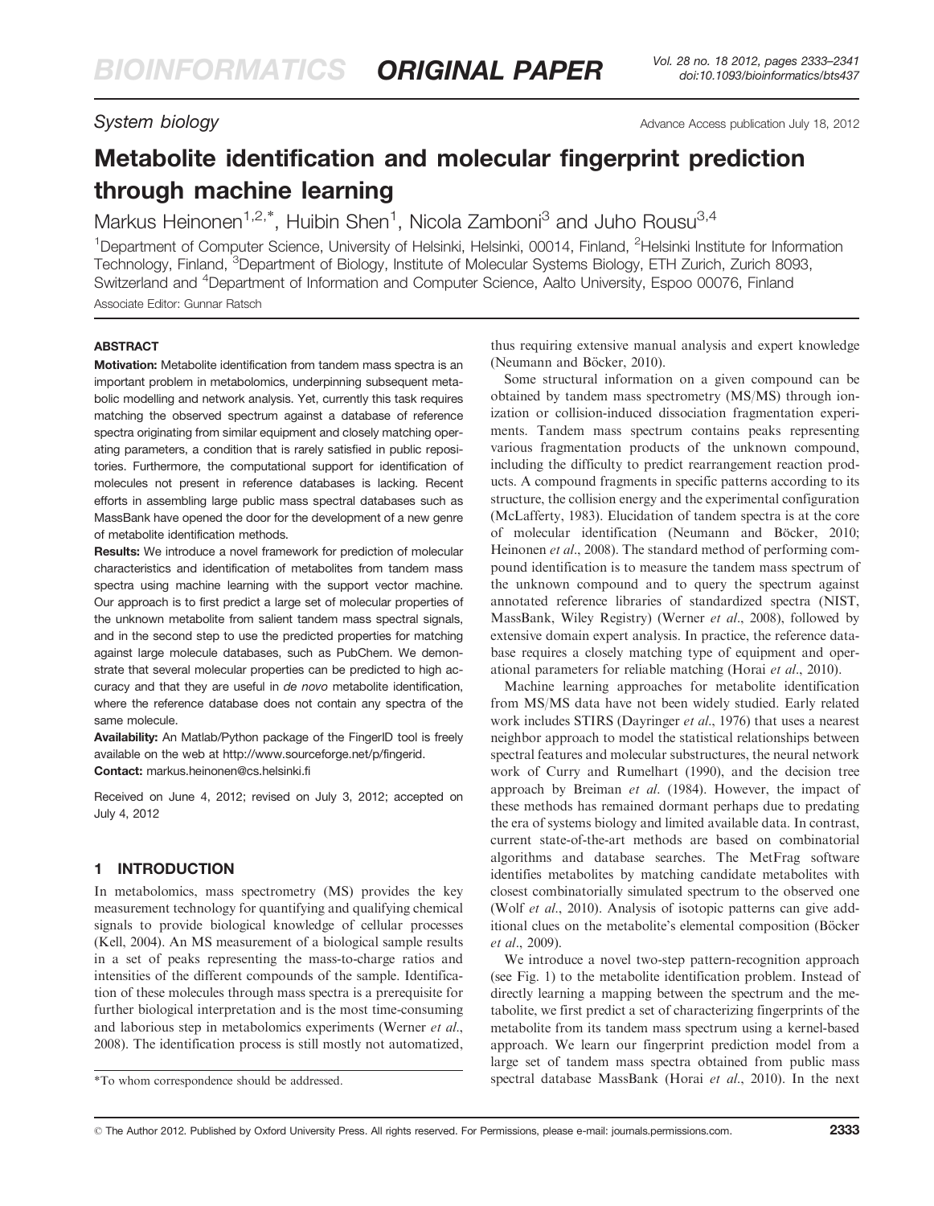# Metabolite identification and molecular fingerprint prediction through machine learning

Markus Heinonen[1,2,*], Huibin Shen[1], Nicola Zamboni[3] and Juho Rousu[3,4]

[1]Department of Computer Science, University of Helsinki, Helsinki, 00014, Finland, [2]Helsinki Institute for Information Technology, Finland, [3]Department of Biology, Institute of Molecular Systems Biology, ETH Zurich, Zurich 8093, Switzerland and [4]Department of Information and Computer Science, Aalto University, Espoo 00076, Finland

Associate Editor: Gunnar Ratsch

System biology

Advance Access publication July 18, 2012

## ABSTRACT

**Motivation:** Metabolite identification from tandem mass spectra is an important problem in metabolomics, underpinning subsequent metabolic modelling and network analysis. Yet, currently this task requires matching the observed spectrum against a database of reference spectra originating from similar equipment and closely matching operating parameters, a condition that is rarely satisfied in public repositories. Furthermore, the computational support for identification of molecules not present in reference databases is lacking. Recent efforts in assembling large public mass spectral databases such as MassBank have opened the door for the development of a new genre of metabolite identification methods.

**Results:** We introduce a novel framework for prediction of molecular characteristics and identification of metabolites from tandem mass spectra using machine learning with the support vector machine. Our approach is to first predict a large set of molecular properties of the unknown metabolite from salient tandem mass spectral signals, and in the second step to use the predicted properties for matching against large molecule databases, such as PubChem. We demonstrate that several molecular properties can be predicted to high accuracy and that they are useful in *de novo* metabolite identification, where the reference database does not contain any spectra of the same molecule.

**Availability:** An Matlab/Python package of the FingerID tool is freely available on the web at http://www.sourceforge.net/p/fingerid.

**Contact:** markus.heinonen@cs.helsinki.fi

Received on June 4, 2012; revised on July 3, 2012; accepted on July 4, 2012

## 1 INTRODUCTION

In metabolomics, mass spectrometry (MS) provides the key measurement technology for quantifying and qualifying chemical signals to provide biological knowledge of cellular processes (Kell, 2004). An MS measurement of a biological sample results in a set of peaks representing the mass-to-charge ratios and intensities of the different compounds of the sample. Identification of these molecules through mass spectra is a prerequisite for further biological interpretation and is the most time-consuming and laborious step in metabolomics experiments (Werner *et al.*, 2008). The identification process is still mostly not automatized, thus requiring extensive manual analysis and expert knowledge (Neumann and Böcker, 2010).

Some structural information on a given compound can be obtained by tandem mass spectrometry (MS/MS) through ionization or collision-induced dissociation fragmentation experiments. Tandem mass spectrum contains peaks representing various fragmentation products of the unknown compound, including the difficulty to predict rearrangement reaction products. A compound fragments in specific patterns according to its structure, the collision energy and the experimental configuration (McLafferty, 1983). Elucidation of tandem spectra is at the core of molecular identification (Neumann and Böcker, 2010; Heinonen *et al.*, 2008). The standard method of performing compound identification is to measure the tandem mass spectrum of the unknown compound and to query the spectrum against annotated reference libraries of standardized spectra (NIST, MassBank, Wiley Registry) (Werner *et al.*, 2008), followed by extensive domain expert analysis. In practice, the reference database requires a closely matching type of equipment and operational parameters for reliable matching (Horai *et al.*, 2010).

Machine learning approaches for metabolite identification from MS/MS data have not been widely studied. Early related work includes STIRS (Dayringer *et al.*, 1976) that uses a nearest neighbor approach to model the statistical relationships between spectral features and molecular substructures, the neural network work of Curry and Rumelhart (1990), and the decision tree approach by Breiman *et al.* (1984). However, the impact of these methods has remained dormant perhaps due to predating the era of systems biology and limited available data. In contrast, current state-of-the-art methods are based on combinatorial algorithms and database searches. The MetFrag software identifies metabolites by matching candidate metabolites with closest combinatorially simulated spectrum to the observed one (Wolf *et al.*, 2010). Analysis of isotopic patterns can give additional clues on the metabolite's elemental composition (Böcker *et al.*, 2009).

We introduce a novel two-step pattern-recognition approach (see Fig. 1) to the metabolite identification problem. Instead of directly learning a mapping between the spectrum and the metabolite, we first predict a set of characterizing fingerprints of the metabolite from its tandem mass spectrum using a kernel-based approach. We learn our fingerprint prediction model from a large set of tandem mass spectra obtained from public mass spectral database MassBank (Horai *et al.*, 2010). In the next

*To whom correspondence should be addressed.

© The Author 2012. Published by Oxford University Press. All rights reserved. For Permissions, please e-mail: journals.permissions.com.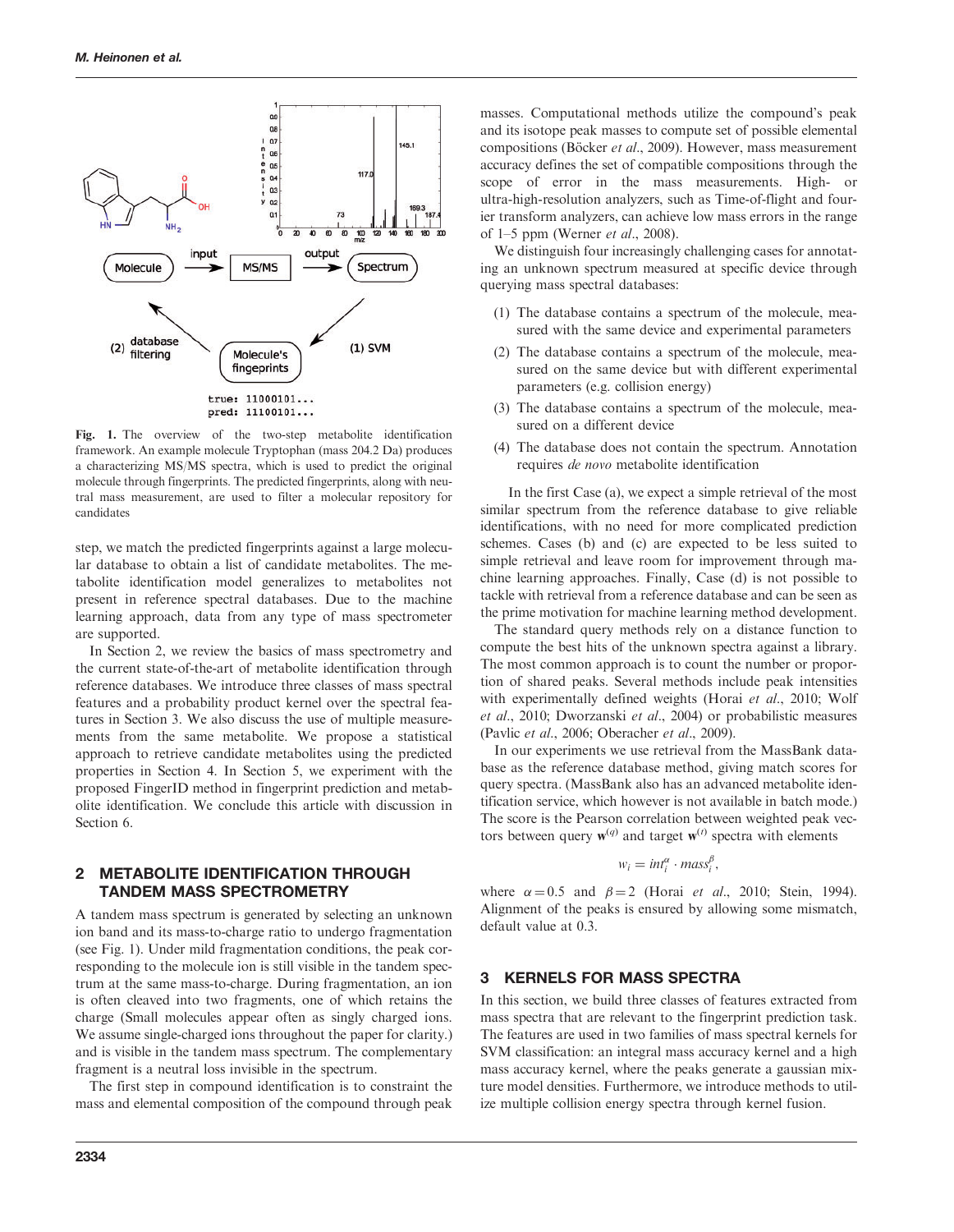Fig. 1. The overview of the two-step metabolite identification framework. An example molecule Tryptophan (mass 204.2 Da) produces a characterizing MS/MS spectra, which is used to predict the original molecule through fingerprints. The predicted fingerprints, along with neutral mass measurement, are used to filter a molecular repository for candidates

step, we match the predicted fingerprints against a large molecular database to obtain a list of candidate metabolites. The metabolite identification model generalizes to metabolites not present in reference spectral databases. Due to the machine learning approach, data from any type of mass spectrometer are supported.

In Section 2, we review the basics of mass spectrometry and the current state-of-the-art of metabolite identification through reference databases. We introduce three classes of mass spectral features and a probability product kernel over the spectral features in Section 3. We also discuss the use of multiple measurements from the same metabolite. We propose a statistical approach to retrieve candidate metabolites using the predicted properties in Section 4. In Section 5, we experiment with the proposed FingerID method in fingerprint prediction and metabolite identification. We conclude this article with discussion in Section 6.

## 2 METABOLITE IDENTIFICATION THROUGH TANDEM MASS SPECTROMETRY

A tandem mass spectrum is generated by selecting an unknown ion band and its mass-to-charge ratio to undergo fragmentation (see Fig. 1). Under mild fragmentation conditions, the peak corresponding to the molecule ion is still visible in the tandem spectrum at the same mass-to-charge. During fragmentation, an ion is often cleaved into two fragments, one of which retains the charge (Small molecules appear often as singly charged ions. We assume single-charged ions throughout the paper for clarity.) and is visible in the tandem mass spectrum. The complementary fragment is a neutral loss invisible in the spectrum.

The first step in compound identification is to constraint the mass and elemental composition of the compound through peak masses. Computational methods utilize the compound's peak and its isotope peak masses to compute set of possible elemental compositions (Böcker *et al.*, 2009). However, mass measurement accuracy defines the set of compatible compositions through the scope of error in the mass measurements. High- or ultra-high-resolution analyzers, such as Time-of-flight and fourier transform analyzers, can achieve low mass errors in the range of 1–5 ppm (Werner *et al.*, 2008).

We distinguish four increasingly challenging cases for annotating an unknown spectrum measured at specific device through querying mass spectral databases:

(1) The database contains a spectrum of the molecule, measured with the same device and experimental parameters
(2) The database contains a spectrum of the molecule, measured on the same device but with different experimental parameters (e.g. collision energy)
(3) The database contains a spectrum of the molecule, measured on a different device
(4) The database does not contain the spectrum. Annotation requires *de novo* metabolite identification

In the first Case (a), we expect a simple retrieval of the most similar spectrum from the reference database to give reliable identifications, with no need for more complicated prediction schemes. Cases (b) and (c) are expected to be less suited to simple retrieval and leave room for improvement through machine learning approaches. Finally, Case (d) is not possible to tackle with retrieval from a reference database and can be seen as the prime motivation for machine learning method development.

The standard query methods rely on a distance function to compute the best hits of the unknown spectra against a library. The most common approach is to count the number or proportion of shared peaks. Several methods include peak intensities with experimentally defined weights (Horai *et al.*, 2010; Wolf *et al.*, 2010; Dworzanski *et al.*, 2004) or probabilistic measures (Pavlic *et al.*, 2006; Oberacher *et al.*, 2009).

In our experiments we use retrieval from the MassBank database as the reference database method, giving match scores for query spectra. (MassBank also has an advanced metabolite identification service, which however is not available in batch mode.) The score is the Pearson correlation between weighted peak vectors between query $\mathbf{w}^{(q)}$ and target $\mathbf{w}^{(t)}$ spectra with elements

$$w_i = int_i^{\alpha} \cdot mass_i^{\beta},$$

where $\alpha = 0.5$ and $\beta = 2$ (Horai *et al.*, 2010; Stein, 1994). Alignment of the peaks is ensured by allowing some mismatch, default value at 0.3.

## 3 KERNELS FOR MASS SPECTRA

In this section, we build three classes of features extracted from mass spectra that are relevant to the fingerprint prediction task. The features are used in two families of mass spectral kernels for SVM classification: an integral mass accuracy kernel and a high mass accuracy kernel, where the peaks generate a gaussian mixture model densities. Furthermore, we introduce methods to utilize multiple collision energy spectra through kernel fusion.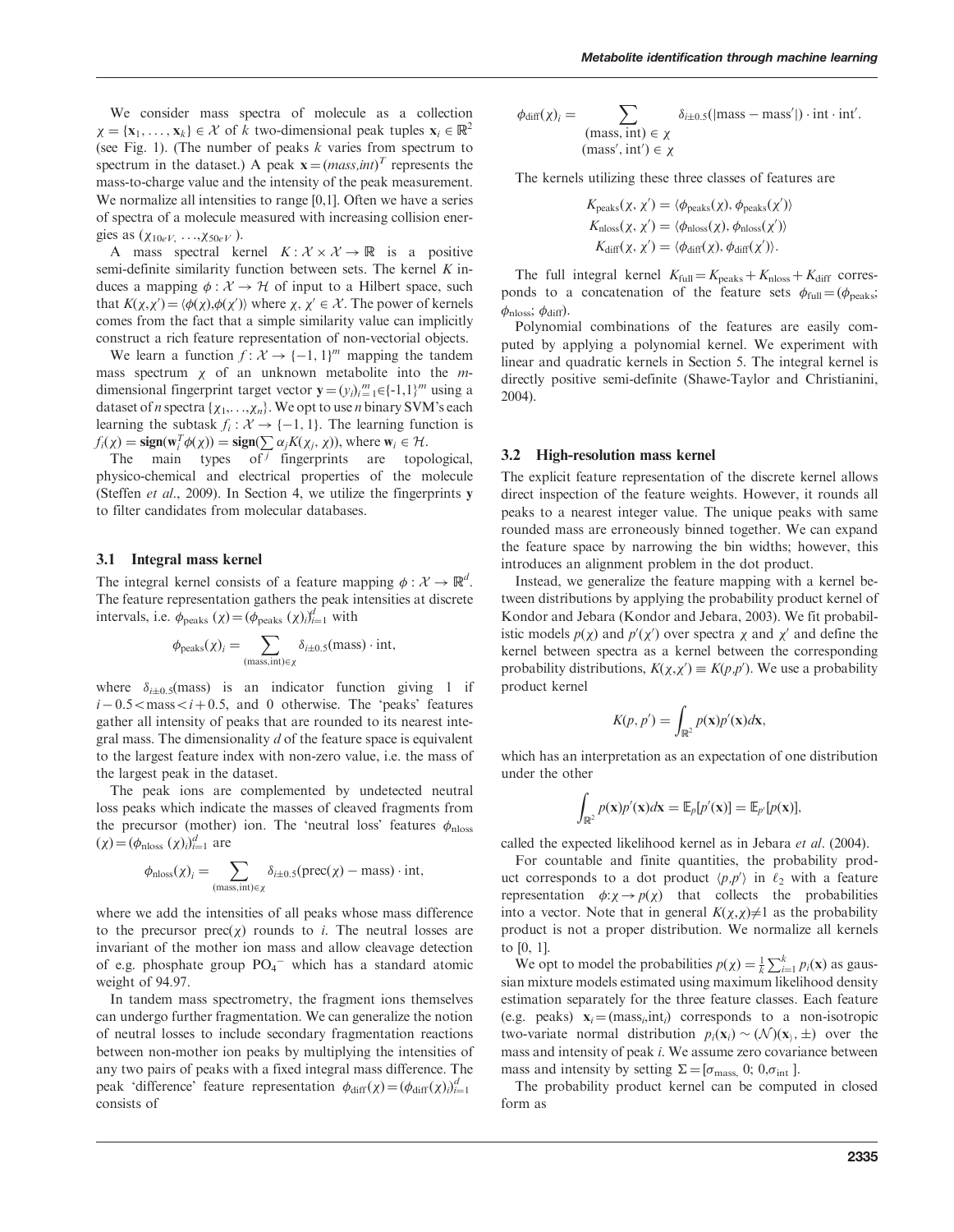We consider mass spectra of molecule as a collection $\chi = \{\mathbf{x}_1, \ldots, \mathbf{x}_k\} \in \mathcal{X}$ of $k$ two-dimensional peak tuples $\mathbf{x}_i \in \mathbb{R}^2$ (see Fig. 1). (The number of peaks $k$ varies from spectrum to spectrum in the dataset.) A peak $\mathbf{x} = (mass, int)^T$ represents the mass-to-charge value and the intensity of the peak measurement. We normalize all intensities to range [0,1]. Often we have a series of spectra of a molecule measured with increasing collision energies as $(\chi_{10eV}, \ldots, \chi_{50eV})$.

A mass spectral kernel $K: \mathcal{X} \times \mathcal{X} \to \mathbb{R}$ is a positive semi-definite similarity function between sets. The kernel $K$ induces a mapping $\phi: \mathcal{X} \to \mathcal{H}$ of input to a Hilbert space, such that $K(\chi,\chi') = \langle \phi(\chi), \phi(\chi') \rangle$ where $\chi, \chi' \in \mathcal{X}$. The power of kernels comes from the fact that a simple similarity value can implicitly construct a rich feature representation of non-vectorial objects.

We learn a function $f: \mathcal{X} \to \{-1, 1\}^m$ mapping the tandem mass spectrum $\chi$ of an unknown metabolite into the $m$-dimensional fingerprint target vector $\mathbf{y} = (y_i)_{i=1}^m \in \{-1,1\}^m$ using a dataset of $n$ spectra $\{\chi_1, \ldots, \chi_n\}$. We opt to use $n$ binary SVM's each learning the subtask $f_i: \mathcal{X} \to \{-1, 1\}$. The learning function is $f_i(\chi) = \mathbf{sign}(\mathbf{w}_i^T \phi(\chi)) = \mathbf{sign}(\sum_j \alpha_j K(\chi_j, \chi))$, where $\mathbf{w}_i \in \mathcal{H}$.

The main types of fingerprints are topological, physico-chemical and electrical properties of the molecule (Steffen *et al*., 2009). In Section 4, we utilize the fingerprints $\mathbf{y}$ to filter candidates from molecular databases.

### 3.1 Integral mass kernel

The integral kernel consists of a feature mapping $\phi: \mathcal{X} \to \mathbb{R}^d$. The feature representation gathers the peak intensities at discrete intervals, i.e. $\phi_{\text{peaks}}(\chi) = (\phi_{\text{peaks}}(\chi)_i)_{i=1}^d$ with

$$\phi_{\text{peaks}}(\chi)_i = \sum_{(\text{mass,int}) \in \chi} \delta_{i \pm 0.5}(\text{mass}) \cdot \text{int},$$

where $\delta_{i \pm 0.5}(\text{mass})$ is an indicator function giving 1 if $i - 0.5 < \text{mass} < i + 0.5$, and 0 otherwise. The 'peaks' features gather all intensity of peaks that are rounded to its nearest integral mass. The dimensionality $d$ of the feature space is equivalent to the largest feature index with non-zero value, i.e. the mass of the largest peak in the dataset.

The peak ions are complemented by undetected neutral loss peaks which indicate the masses of cleaved fragments from the precursor (mother) ion. The 'neutral loss' features $\phi_{\text{nloss}}(\chi) = (\phi_{\text{nloss}}(\chi)_i)_{i=1}^d$ are

$$\phi_{\text{nloss}}(\chi)_i = \sum_{(\text{mass,int}) \in \chi} \delta_{i \pm 0.5}(\text{prec}(\chi) - \text{mass}) \cdot \text{int},$$

where we add the intensities of all peaks whose mass difference to the precursor $\text{prec}(\chi)$ rounds to $i$. The neutral losses are invariant of the mother ion mass and allow cleavage detection of e.g. phosphate group $PO_4^-$ which has a standard atomic weight of 94.97.

In tandem mass spectrometry, the fragment ions themselves can undergo further fragmentation. We can generalize the notion of neutral losses to include secondary fragmentation reactions between non-mother ion peaks by multiplying the intensities of any two pairs of peaks with a fixed integral mass difference. The peak 'difference' feature representation $\phi_{\text{diff}}(\chi) = (\phi_{\text{diff}}(\chi)_i)_{i=1}^d$ consists of

$$\phi_{\text{diff}}(\chi)_i = \sum_{\substack{(\text{mass, int}) \in \chi \\ (\text{mass}', \text{int}') \in \chi}} \delta_{i \pm 0.5}(|\text{mass} - \text{mass}'|) \cdot \text{int} \cdot \text{int}'.$$

The kernels utilizing these three classes of features are

$$K_{\text{peaks}}(\chi, \chi') = \langle \phi_{\text{peaks}}(\chi), \phi_{\text{peaks}}(\chi') \rangle$$
$$K_{\text{nloss}}(\chi, \chi') = \langle \phi_{\text{nloss}}(\chi), \phi_{\text{nloss}}(\chi') \rangle$$
$$K_{\text{diff}}(\chi, \chi') = \langle \phi_{\text{diff}}(\chi), \phi_{\text{diff}}(\chi') \rangle.$$

The full integral kernel $K_{\text{full}} = K_{\text{peaks}} + K_{\text{nloss}} + K_{\text{diff}}$ corresponds to a concatenation of the feature sets $\phi_{\text{full}} = (\phi_{\text{peaks}}; \phi_{\text{nloss}}; \phi_{\text{diff}})$.

Polynomial combinations of the features are easily computed by applying a polynomial kernel. We experiment with linear and quadratic kernels in Section 5. The integral kernel is directly positive semi-definite (Shawe-Taylor and Christianini, 2004).

### 3.2 High-resolution mass kernel

The explicit feature representation of the discrete kernel allows direct inspection of the feature weights. However, it rounds all peaks to a nearest integer value. The unique peaks with same rounded mass are erroneously binned together. We can expand the feature space by narrowing the bin widths; however, this introduces an alignment problem in the dot product.

Instead, we generalize the feature mapping with a kernel between distributions by applying the probability product kernel of Kondor and Jebara (Kondor and Jebara, 2003). We fit probabilistic models $p(\chi)$ and $p'(\chi')$ over spectra $\chi$ and $\chi'$ and define the kernel between spectra as a kernel between the corresponding probability distributions, $K(\chi,\chi') \equiv K(p,p')$. We use a probability product kernel

$$K(p, p') = \int_{\mathbb{R}^2} p(\mathbf{x}) p'(\mathbf{x}) d\mathbf{x},$$

which has an interpretation as an expectation of one distribution under the other

$$\int_{\mathbb{R}^2} p(\mathbf{x}) p'(\mathbf{x}) d\mathbf{x} = \mathbb{E}_p[p'(\mathbf{x})] = \mathbb{E}_{p'}[p(\mathbf{x})],$$

called the expected likelihood kernel as in Jebara *et al*. (2004).

For countable and finite quantities, the probability product corresponds to a dot product $\langle p,p' \rangle$ in $\ell_2$ with a feature representation $\phi: \chi \to p(\chi)$ that collects the probabilities into a vector. Note that in general $K(\chi,\chi) \neq 1$ as the probability product is not a proper distribution. We normalize all kernels to [0, 1].

We opt to model the probabilities $p(\chi) = \frac{1}{k} \sum_{i=1}^k p_i(\mathbf{x})$ as gaussian mixture models estimated using maximum likelihood density estimation separately for the three feature classes. Each feature (e.g. peaks) $\mathbf{x}_i = (\text{mass}_i, \text{int}_i)$ corresponds to a non-isotropic two-variate normal distribution $p_i(\mathbf{x}_i) \sim (\mathcal{N})(\mathbf{x}_i, \pm)$ over the mass and intensity of peak $i$. We assume zero covariance between mass and intensity by setting $\Sigma = [\sigma_{\text{mass}}, 0; 0, \sigma_{\text{int}}]$.

The probability product kernel can be computed in closed form as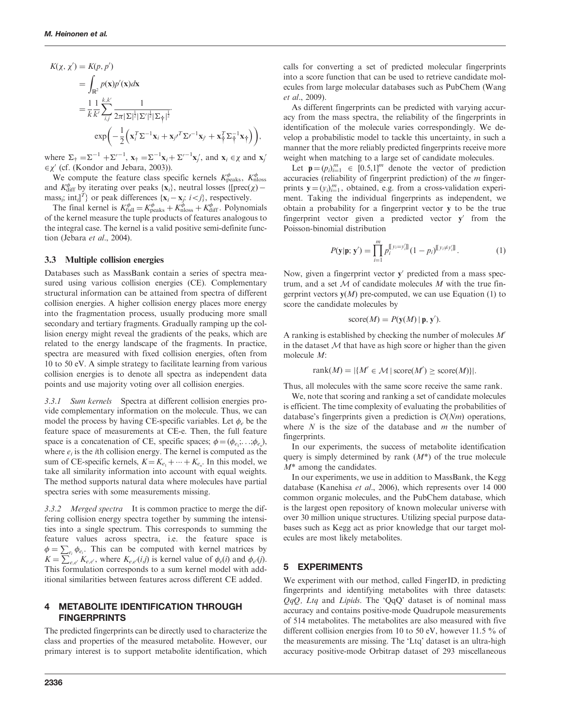$$
\begin{aligned}
K(\chi, \chi') &= K(p, p') \\
&= \int_{\mathbb{R}^2} p(\mathbf{x}) p'(\mathbf{x}) d\mathbf{x} \\
&= \frac{1}{k} \frac{1}{k'} \sum_{i,j}^{k,k'} \frac{1}{2\pi |\Sigma|^{\frac{1}{2}} |\Sigma'|^{\frac{1}{2}} |\Sigma_\dagger|^{\frac{1}{2}}} \cdot \\
&\qquad \exp\left( -\frac{1}{2} \left( \mathbf{x}_i^T \Sigma^{-1} \mathbf{x}_i + \mathbf{x}_{j'}{}^T \Sigma'^{-1} \mathbf{x}_{j'} + \mathbf{x}_\dagger^T \Sigma_\dagger^{-1} \mathbf{x}_\dagger \right) \right),
\end{aligned}
$$

where $\Sigma_\dagger = \Sigma^{-1} + \Sigma'^{-1}$, $\mathbf{x}_\dagger = \Sigma^{-1}\mathbf{x}_i + \Sigma'^{-1}\mathbf{x}'_j$, and $\mathbf{x}_i \in \chi$ and $\mathbf{x}'_j \in \chi'$ (cf. (Kondor and Jebara, 2003)).

We compute the feature class specific kernels $K^{\phi}_{\text{peaks}}$, $K^{\phi}_{\text{nloss}}$ and $K^{\phi}_{\text{diff}}$ by iterating over peaks $\{\mathbf{x}_i\}$, neutral losses $\{[\text{prec}(\chi) - \text{mass}_i; \text{int}_i]^T\}$ or peak differences $\{\mathbf{x}_i - \mathbf{x}_j; i < j\}$, respectively.

The final kernel is $K^{\phi}_{\text{full}} = K^{\phi}_{\text{peaks}} + K^{\phi}_{\text{nloss}} + K^{\phi}_{\text{diff}}$. Polynomials of the kernel measure the tuple products of features analogous to the integral case. The kernel is a valid positive semi-definite function (Jebara *et al.*, 2004).

### 3.3 Multiple collision energies

Databases such as MassBank contain a series of spectra measured using various collision energies (CE). Complementary structural information can be attained from spectra of different collision energies. A higher collision energy places more energy into the fragmentation process, usually producing more small secondary and tertiary fragments. Gradually ramping up the collision energy might reveal the gradients of the peaks, which are related to the energy landscape of the fragments. In practice, spectra are measured with fixed collision energies, often from 10 to 50 eV. A simple strategy to facilitate learning from various collision energies is to denote all spectra as independent data points and use majority voting over all collision energies.

*3.3.1 Sum kernels* Spectra at different collision energies provide complementary information on the molecule. Thus, we can model the process by having CE-specific variables. Let $\phi_e$ be the feature space of measurements at CE-e. Then, the full feature space is a concatenation of CE, specific spaces; $\phi = (\phi_{e_1}; \ldots; \phi_{e_n})$, where $e_i$ is the $i$th collision energy. The kernel is computed as the sum of CE-specific kernels, $K = K_{e_1} + \cdots + K_{e_n}$. In this model, we take all similarity information into account with equal weights. The method supports natural data where molecules have partial spectra series with some measurements missing.

*3.3.2 Merged spectra* It is common practice to merge the differing collision energy spectra together by summing the intensities into a single spectrum. This corresponds to summing the feature values across spectra, i.e. the feature space is $\phi = \sum_{e_i} \phi_{e_i}$. This can be computed with kernel matrices by $K = \sum_{e,e'} K_{e,e'}$, where $K_{e,e'}(i,j)$ is kernel value of $\phi_e(i)$ and $\phi_{e'}(j)$. This formulation corresponds to a sum kernel model with additional similarities between features across different CE added.

## 4 METABOLITE IDENTIFICATION THROUGH FINGERPRINTS

The predicted fingerprints can be directly used to characterize the class and properties of the measured metabolite. However, our primary interest is to support metabolite identification, which calls for converting a set of predicted molecular fingerprints into a score function that can be used to retrieve candidate molecules from large molecular databases such as PubChem (Wang *et al.*, 2009).

As different fingerprints can be predicted with varying accuracy from the mass spectra, the reliability of the fingerprints in identification of the molecule varies correspondingly. We develop a probabilistic model to tackle this uncertainty, in such a manner that the more reliably predicted fingerprints receive more weight when matching to a large set of candidate molecules.

Let $\mathbf{p} = (p_i)_{i=1}^m \in [0.5, 1]^m$ denote the vector of prediction accuracies (reliability of fingerprint prediction) of the $m$ fingerprints $\mathbf{y} = (y_i)_{i=1}^m$, obtained, e.g. from a cross-validation experiment. Taking the individual fingerprints as independent, we obtain a probability for a fingerprint vector $\mathbf{y}$ to be the true fingerprint vector given a predicted vector $\mathbf{y}'$ from the Poisson-binomial distribution

$$
P(\mathbf{y} | \mathbf{p}; \mathbf{y}') = \prod_{i=1}^{m} p_i^{[\![ y_i = y'_i ]\!]} (1 - p_i)^{[\![ y_i \neq y'_i ]\!]}. \tag{1}
$$

Now, given a fingerprint vector $\mathbf{y}'$ predicted from a mass spectrum, and a set $\mathcal{M}$ of candidate molecules $M$ with the true fingerprint vectors $\mathbf{y}(M)$ pre-computed, we can use Equation (1) to score the candidate molecules by

$$
\text{score}(M) = P(\mathbf{y}(M) \mid \mathbf{p}, \mathbf{y}').
$$

A ranking is established by checking the number of molecules $M'$ in the dataset $\mathcal{M}$ that have as high score or higher than the given molecule $M$:

$$
\text{rank}(M) = |\{M' \in \mathcal{M} \mid \text{score}(M') \geq \text{score}(M)\}|.
$$

Thus, all molecules with the same score receive the same rank.

We, note that scoring and ranking a set of candidate molecules is efficient. The time complexity of evaluating the probabilities of database's fingerprints given a prediction is $\mathcal{O}(Nm)$ operations, where $N$ is the size of the database and $m$ the number of fingerprints.

In our experiments, the success of metabolite identification query is simply determined by rank ($M^*$) of the true molecule $M^*$ among the candidates.

In our experiments, we use in addition to MassBank, the Kegg database (Kanehisa *et al.*, 2006), which represents over 14 000 common organic molecules, and the PubChem database, which is the largest open repository of known molecular universe with over 30 million unique structures. Utilizing special purpose databases such as Kegg act as prior knowledge that our target molecules are most likely metabolites.

## 5 EXPERIMENTS

We experiment with our method, called FingerID, in predicting fingerprints and identifying metabolites with three datasets: *QqQ, Ltq* and *Lipids*. The 'QqQ' dataset is of nominal mass accuracy and contains positive-mode Quadrupole measurements of 514 metabolites. The metabolites are also measured with five different collision energies from 10 to 50 eV, however 11.5 % of the measurements are missing. The 'Ltq' dataset is an ultra-high accuracy positive-mode Orbitrap dataset of 293 miscellaneous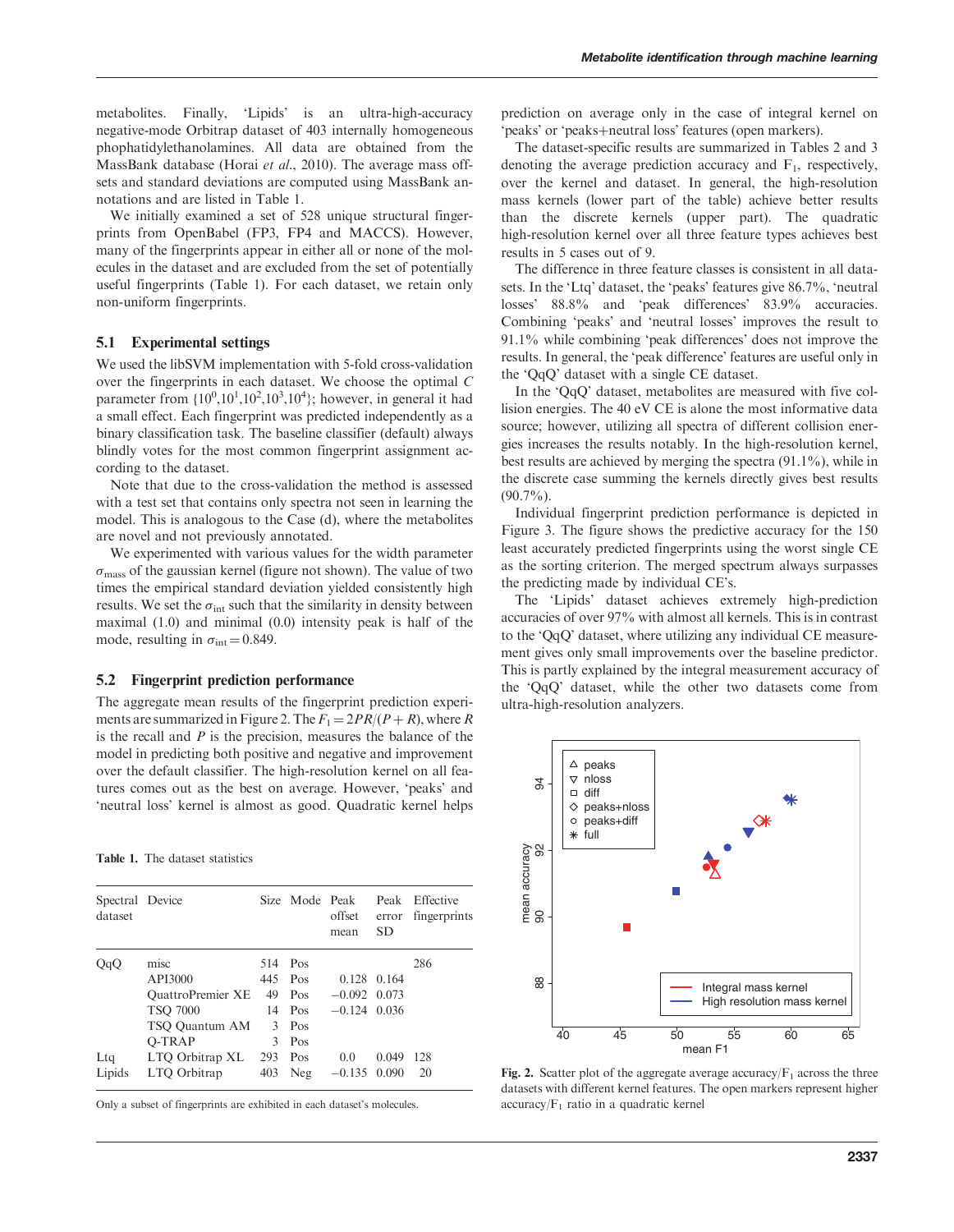metabolites. Finally, 'Lipids' is an ultra-high-accuracy negative-mode Orbitrap dataset of 403 internally homogeneous phophatidylethanolamines. All data are obtained from the MassBank database (Horai *et al.*, 2010). The average mass offsets and standard deviations are computed using MassBank annotations and are listed in Table 1.

We initially examined a set of 528 unique structural fingerprints from OpenBabel (FP3, FP4 and MACCS). However, many of the fingerprints appear in either all or none of the molecules in the dataset and are excluded from the set of potentially useful fingerprints (Table 1). For each dataset, we retain only non-uniform fingerprints.

### 5.1 Experimental settings

We used the libSVM implementation with 5-fold cross-validation over the fingerprints in each dataset. We choose the optimal $C$ parameter from $\{10^0,10^1,10^2,10^3,10^4\}$; however, in general it had a small effect. Each fingerprint was predicted independently as a binary classification task. The baseline classifier (default) always blindly votes for the most common fingerprint assignment according to the dataset.

Note that due to the cross-validation the method is assessed with a test set that contains only spectra not seen in learning the model. This is analogous to the Case (d), where the metabolites are novel and not previously annotated.

We experimented with various values for the width parameter $\sigma_{\text{mass}}$ of the gaussian kernel (figure not shown). The value of two times the empirical standard deviation yielded consistently high results. We set the $\sigma_{\text{int}}$ such that the similarity in density between maximal (1.0) and minimal (0.0) intensity peak is half of the mode, resulting in $\sigma_{\text{int}} = 0.849$.

### 5.2 Fingerprint prediction performance

The aggregate mean results of the fingerprint prediction experiments are summarized in Figure 2. The $F_1 = 2PR/(P+R)$, where $R$ is the recall and $P$ is the precision, measures the balance of the model in predicting both positive and negative and improvement over the default classifier. The high-resolution kernel on all features comes out as the best on average. However, 'peaks' and 'neutral loss' kernel is almost as good. Quadratic kernel helps prediction on average only in the case of integral kernel on 'peaks' or 'peaks+neutral loss' features (open markers).

**Table 1.** The dataset statistics

| Spectral dataset | Device | Size | Mode | Peak offset mean | Peak error SD | Effective fingerprints |
|---|---|---|---|---|---|---|
| QqQ | misc | 514 | Pos | | | 286 |
| | API3000 | 445 | Pos | 0.128 | 0.164 | |
| | QuattroPremier XE | 49 | Pos | −0.092 | 0.073 | |
| | TSQ 7000 | 14 | Pos | −0.124 | 0.036 | |
| | TSQ Quantum AM | 3 | Pos | | | |
| | Q-TRAP | 3 | Pos | | | |
| Ltq | LTQ Orbitrap XL | 293 | Pos | 0.0 | 0.049 | 128 |
| Lipids | LTQ Orbitrap | 403 | Neg | −0.135 | 0.090 | 20 |

Only a subset of fingerprints are exhibited in each dataset's molecules.

The dataset-specific results are summarized in Tables 2 and 3 denoting the average prediction accuracy and $F_1$, respectively, over the kernel and dataset. In general, the high-resolution mass kernels (lower part of the table) achieve better results than the discrete kernels (upper part). The quadratic high-resolution kernel over all three feature types achieves best results in 5 cases out of 9.

The difference in three feature classes is consistent in all datasets. In the 'Ltq' dataset, the 'peaks' features give 86.7%, 'neutral losses' 88.8% and 'peak differences' 83.9% accuracies. Combining 'peaks' and 'neutral losses' improves the result to 91.1% while combining 'peak differences' does not improve the results. In general, the 'peak difference' features are useful only in the 'QqQ' dataset with a single CE dataset.

In the 'QqQ' dataset, metabolites are measured with five collision energies. The 40 eV CE is alone the most informative data source; however, utilizing all spectra of different collision energies increases the results notably. In the high-resolution kernel, best results are achieved by merging the spectra (91.1%), while in the discrete case summing the kernels directly gives best results (90.7%).

Individual fingerprint prediction performance is depicted in Figure 3. The figure shows the predictive accuracy for the 150 least accurately predicted fingerprints using the worst single CE as the sorting criterion. The merged spectrum always surpasses the predicting made by individual CE's.

The 'Lipids' dataset achieves extremely high-prediction accuracies of over 97% with almost all kernels. This is in contrast to the 'QqQ' dataset, where utilizing any individual CE measurement gives only small improvements over the baseline predictor. This is partly explained by the integral measurement accuracy of the 'QqQ' dataset, while the other two datasets come from ultra-high-resolution analyzers.

**Fig. 2.** Scatter plot of the aggregate average accuracy/$F_1$ across the three datasets with different kernel features. The open markers represent higher accuracy/$F_1$ ratio in a quadratic kernel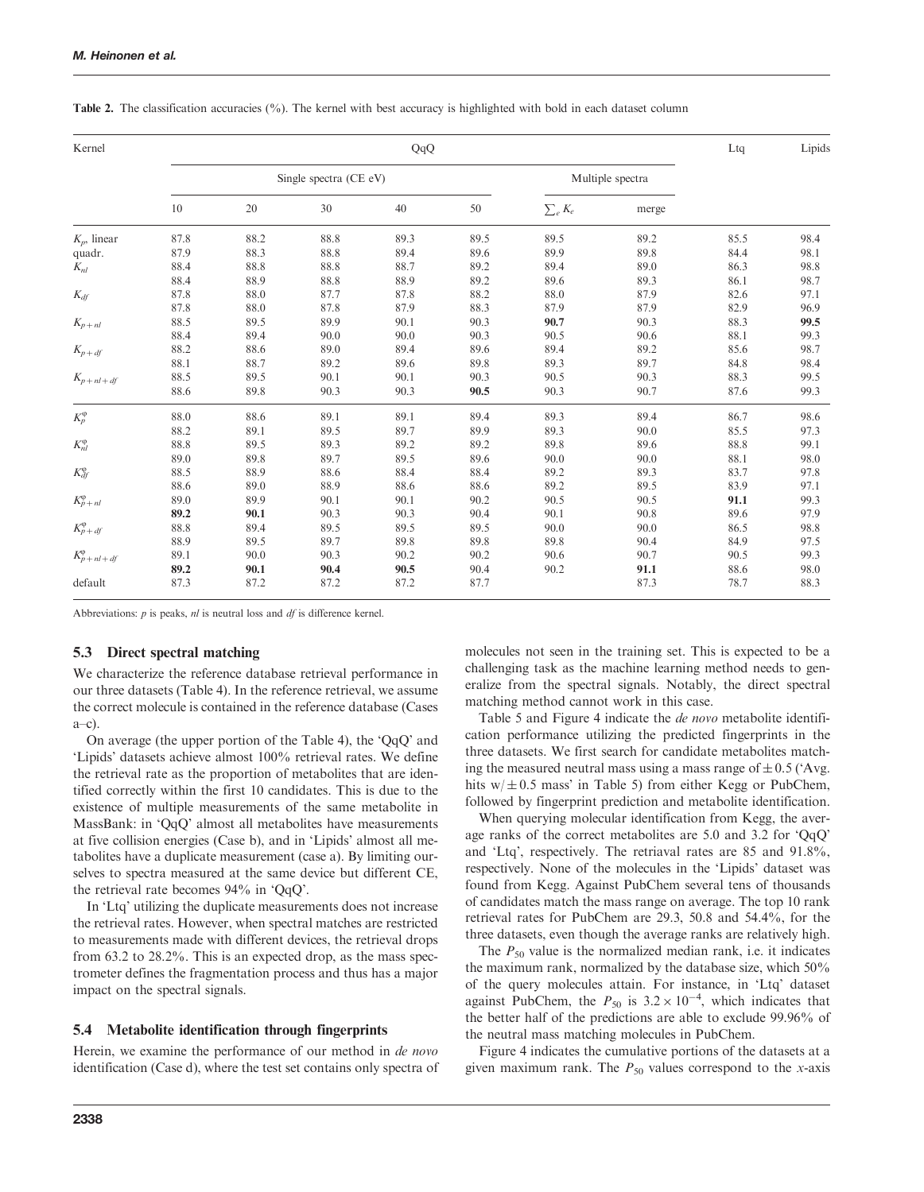**Table 2.** The classification accuracies (%). The kernel with best accuracy is highlighted with bold in each dataset column

| Kernel | QqQ | | | | | | | Ltq | Lipids |
|---|---|---|---|---|---|---|---|---|---|
| | Single spectra (CE eV) | | | | | Multiple spectra | | | |
| | 10 | 20 | 30 | 40 | 50 | $\sum_e K_e$ | merge | | |
| $K_p$, linear | 87.8 | 88.2 | 88.8 | 89.3 | 89.5 | 89.5 | 89.2 | 85.5 | 98.4 |
| quadr. | 87.9 | 88.3 | 88.8 | 89.4 | 89.6 | 89.9 | 89.8 | 84.4 | 98.1 |
| $K_{nl}$ | 88.4 | 88.8 | 88.8 | 88.7 | 89.2 | 89.4 | 89.0 | 86.3 | 98.8 |
| | 88.4 | 88.9 | 88.8 | 88.9 | 89.2 | 89.6 | 89.3 | 86.1 | 98.7 |
| $K_{df}$ | 87.8 | 88.0 | 87.7 | 87.8 | 88.2 | 88.0 | 87.9 | 82.6 | 97.1 |
| | 87.8 | 88.0 | 87.8 | 87.9 | 88.3 | 87.9 | 87.9 | 82.9 | 96.9 |
| $K_{p+nl}$ | 88.5 | 89.5 | 89.9 | 90.1 | 90.3 | **90.7** | 90.3 | 88.3 | **99.5** |
| | 88.4 | 89.4 | 90.0 | 90.0 | 90.3 | 90.5 | 90.6 | 88.1 | 99.3 |
| $K_{p+df}$ | 88.2 | 88.6 | 89.0 | 89.4 | 89.6 | 89.4 | 89.2 | 85.6 | 98.7 |
| | 88.1 | 88.7 | 89.2 | 89.6 | 89.8 | 89.3 | 89.7 | 84.8 | 98.4 |
| $K_{p+nl+df}$ | 88.5 | 89.5 | 90.1 | 90.1 | 90.3 | 90.5 | 90.3 | 88.3 | 99.5 |
| | 88.6 | 89.8 | 90.3 | 90.3 | **90.5** | 90.3 | 90.7 | 87.6 | 99.3 |
| $K_p^{\varphi}$ | 88.0 | 88.6 | 89.1 | 89.1 | 89.4 | 89.3 | 89.4 | 86.7 | 98.6 |
| | 88.2 | 89.1 | 89.5 | 89.7 | 89.9 | 89.3 | 90.0 | 85.5 | 97.3 |
| $K_{nl}^{\varphi}$ | 88.8 | 89.5 | 89.3 | 89.2 | 89.2 | 89.8 | 89.6 | 88.8 | 99.1 |
| | 89.0 | 89.8 | 89.7 | 89.5 | 89.6 | 90.0 | 90.0 | 88.1 | 98.0 |
| $K_{df}^{\varphi}$ | 88.5 | 88.9 | 88.6 | 88.4 | 88.4 | 89.2 | 89.3 | 83.7 | 97.8 |
| | 88.6 | 89.0 | 88.9 | 88.6 | 88.6 | 89.2 | 89.5 | 83.9 | 97.1 |
| $K_{p+nl}^{\varphi}$ | 89.0 | 89.9 | 90.1 | 90.1 | 90.2 | 90.5 | 90.5 | **91.1** | 99.3 |
| | **89.2** | **90.1** | 90.3 | 90.3 | 90.4 | 90.1 | 90.8 | 89.6 | 97.9 |
| $K_{p+df}^{\varphi}$ | 88.8 | 89.4 | 89.5 | 89.5 | 89.5 | 90.0 | 90.0 | 86.5 | 98.8 |
| | 88.9 | 89.5 | 89.7 | 89.8 | 89.8 | 89.8 | 90.4 | 84.9 | 97.5 |
| $K_{p+nl+df}^{\varphi}$ | 89.1 | 90.0 | 90.3 | 90.2 | 90.2 | 90.6 | 90.7 | 90.5 | 99.3 |
| | **89.2** | **90.1** | **90.4** | **90.5** | 90.4 | 90.2 | **91.1** | 88.6 | 98.0 |
| default | 87.3 | 87.2 | 87.2 | 87.2 | 87.7 | | 87.3 | 78.7 | 88.3 |

Abbreviations: *p* is peaks, *nl* is neutral loss and *df* is difference kernel.

### 5.3 Direct spectral matching

We characterize the reference database retrieval performance in our three datasets (Table 4). In the reference retrieval, we assume the correct molecule is contained in the reference database (Cases a–c).

On average (the upper portion of the Table 4), the 'QqQ' and 'Lipids' datasets achieve almost 100% retrieval rates. We define the retrieval rate as the proportion of metabolites that are identified correctly within the first 10 candidates. This is due to the existence of multiple measurements of the same metabolite in MassBank: in 'QqQ' almost all metabolites have measurements at five collision energies (Case b), and in 'Lipids' almost all metabolites have a duplicate measurement (case a). By limiting ourselves to spectra measured at the same device but different CE, the retrieval rate becomes 94% in 'QqQ'.

In 'Ltq' utilizing the duplicate measurements does not increase the retrieval rates. However, when spectral matches are restricted to measurements made with different devices, the retrieval drops from 63.2 to 28.2%. This is an expected drop, as the mass spectrometer defines the fragmentation process and thus has a major impact on the spectral signals.

### 5.4 Metabolite identification through fingerprints

Herein, we examine the performance of our method in *de novo* identification (Case d), where the test set contains only spectra of molecules not seen in the training set. This is expected to be a challenging task as the machine learning method needs to generalize from the spectral signals. Notably, the direct spectral matching method cannot work in this case.

Table 5 and Figure 4 indicate the *de novo* metabolite identification performance utilizing the predicted fingerprints in the three datasets. We first search for candidate metabolites matching the measured neutral mass using a mass range of $\pm 0.5$ ('Avg. hits w/ $\pm 0.5$ mass' in Table 5) from either Kegg or PubChem, followed by fingerprint prediction and metabolite identification.

When querying molecular identification from Kegg, the average ranks of the correct metabolites are 5.0 and 3.2 for 'QqQ' and 'Ltq', respectively. The retrieval rates are 85 and 91.8%, respectively. None of the molecules in the 'Lipids' dataset was found from Kegg. Against PubChem several tens of thousands of candidates match the mass range on average. The top 10 rank retrieval rates for PubChem are 29.3, 50.8 and 54.4%, for the three datasets, even though the average ranks are relatively high.

The $P_{50}$ value is the normalized median rank, i.e. it indicates the maximum rank, normalized by the database size, which 50% of the query molecules attain. For instance, in 'Ltq' dataset against PubChem, the $P_{50}$ is $3.2 \times 10^{-4}$, which indicates that the better half of the predictions are able to exclude 99.96% of the neutral mass matching molecules in PubChem.

Figure 4 indicates the cumulative portions of the datasets at a given maximum rank. The $P_{50}$ values correspond to the *x*-axis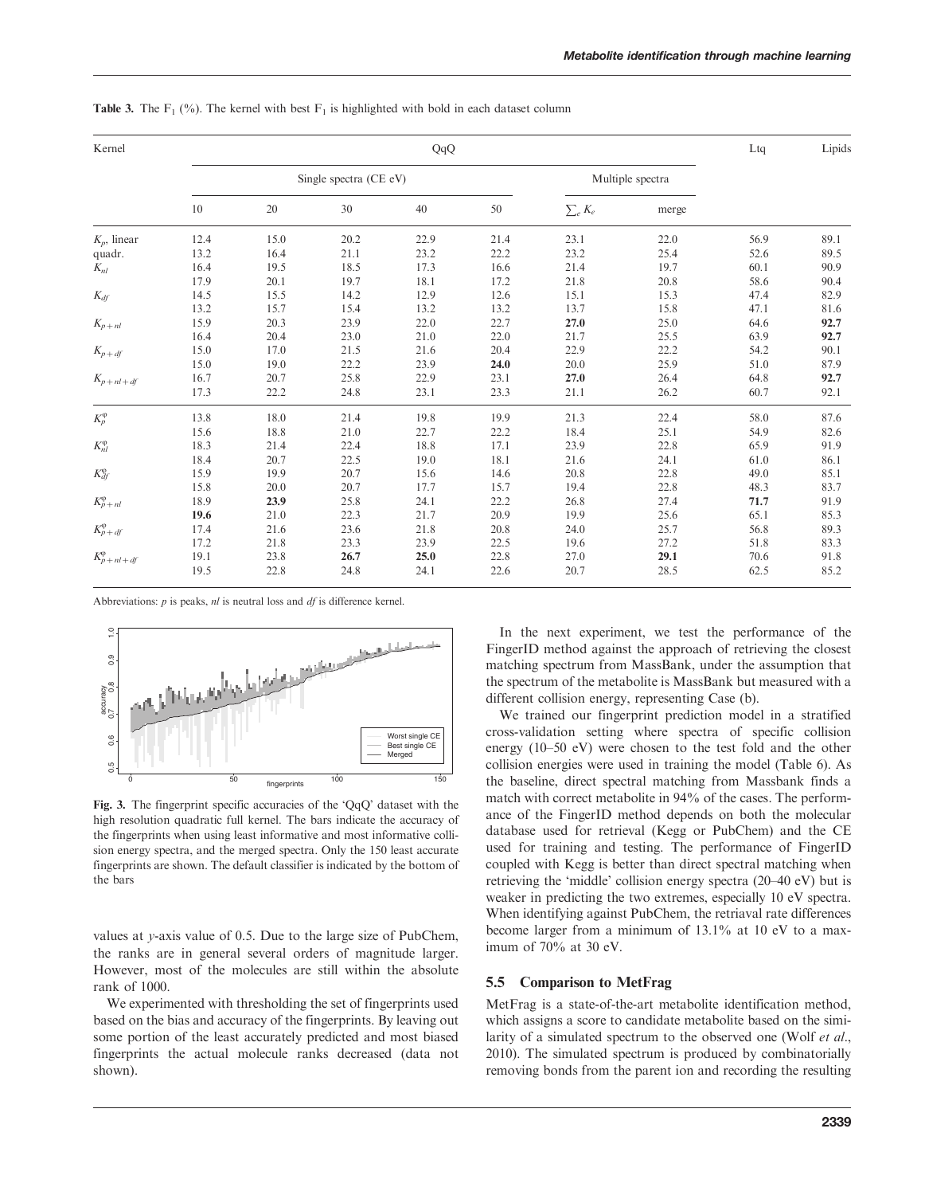**Table 3.** The $F_1$ (%). The kernel with best $F_1$ is highlighted with bold in each dataset column

| Kernel | QqQ | | | | | | | Ltq | Lipids |
|---|---|---|---|---|---|---|---|---|---|
| | Single spectra (CE eV) | | | | | Multiple spectra | | | |
| | 10 | 20 | 30 | 40 | 50 | $\sum_e K_e$ | merge | | |
| $K_p$, linear | 12.4 | 15.0 | 20.2 | 22.9 | 21.4 | 23.1 | 22.0 | 56.9 | 89.1 |
| quadr. | 13.2 | 16.4 | 21.1 | 23.2 | 22.2 | 23.2 | 25.4 | 52.6 | 89.5 |
| $K_{nl}$ | 16.4 | 19.5 | 18.5 | 17.3 | 16.6 | 21.4 | 19.7 | 60.1 | 90.9 |
| | 17.9 | 20.1 | 19.7 | 18.1 | 17.2 | 21.8 | 20.8 | 58.6 | 90.4 |
| $K_{df}$ | 14.5 | 15.5 | 14.2 | 12.9 | 12.6 | 15.1 | 15.3 | 47.4 | 82.9 |
| | 13.2 | 15.7 | 15.4 | 13.2 | 13.2 | 13.7 | 15.8 | 47.1 | 81.6 |
| $K_{p+nl}$ | 15.9 | 20.3 | 23.9 | 22.0 | 22.7 | **27.0** | 25.0 | 64.6 | **92.7** |
| | 16.4 | 20.4 | 23.0 | 21.0 | 22.0 | 21.7 | 25.5 | 63.9 | **92.7** |
| $K_{p+df}$ | 15.0 | 17.0 | 21.5 | 21.6 | 20.4 | 22.9 | 22.2 | 54.2 | 90.1 |
| | 15.0 | 19.0 | 22.2 | 23.9 | **24.0** | 20.0 | 25.9 | 51.0 | 87.9 |
| $K_{p+nl+df}$ | 16.7 | 20.7 | 25.8 | 22.9 | 23.1 | **27.0** | 26.4 | 64.8 | **92.7** |
| | 17.3 | 22.2 | 24.8 | 23.1 | 23.3 | 21.1 | 26.2 | 60.7 | 92.1 |
| $K_p^\varphi$ | 13.8 | 18.0 | 21.4 | 19.8 | 19.9 | 21.3 | 22.4 | 58.0 | 87.6 |
| | 15.6 | 18.8 | 21.0 | 22.7 | 22.2 | 18.4 | 25.1 | 54.9 | 82.6 |
| $K_{nl}^\varphi$ | 18.3 | 21.4 | 22.4 | 18.8 | 17.1 | 23.9 | 22.8 | 65.9 | 91.9 |
| | 18.4 | 20.7 | 22.5 | 19.0 | 18.1 | 21.6 | 24.1 | 61.0 | 86.1 |
| $K_{df}^\varphi$ | 15.9 | 19.9 | 20.7 | 15.6 | 14.6 | 20.8 | 22.8 | 49.0 | 85.1 |
| | 15.8 | 20.0 | 20.7 | 17.7 | 15.7 | 19.4 | 22.8 | 48.3 | 83.7 |
| $K_{p+nl}^\varphi$ | 18.9 | **23.9** | 25.8 | 24.1 | 22.2 | 26.8 | 27.4 | **71.7** | 91.9 |
| | **19.6** | 21.0 | 22.3 | 21.7 | 20.9 | 19.9 | 25.6 | 65.1 | 85.3 |
| $K_{p+df}^\varphi$ | 17.4 | 21.6 | 23.6 | 21.8 | 20.8 | 24.0 | 25.7 | 56.8 | 89.3 |
| | 17.2 | 21.8 | 23.3 | 23.9 | 22.5 | 19.6 | 27.2 | 51.8 | 83.3 |
| $K_{p+nl+df}^\varphi$ | 19.1 | 23.8 | **26.7** | **25.0** | 22.8 | 27.0 | **29.1** | 70.6 | 91.8 |
| | 19.5 | 22.8 | 24.8 | 24.1 | 22.6 | 20.7 | 28.5 | 62.5 | 85.2 |

Abbreviations: *p* is peaks, *nl* is neutral loss and *df* is difference kernel.

**Fig. 3.** The fingerprint specific accuracies of the 'QqQ' dataset with the high resolution quadratic full kernel. The bars indicate the accuracy of the fingerprints when using least informative and most informative collision energy spectra, and the merged spectra. Only the 150 least accurate fingerprints are shown. The default classifier is indicated by the bottom of the bars

values at *y*-axis value of 0.5. Due to the large size of PubChem, the ranks are in general several orders of magnitude larger. However, most of the molecules are still within the absolute rank of 1000.

We experimented with thresholding the set of fingerprints used based on the bias and accuracy of the fingerprints. By leaving out some portion of the least accurately predicted and most biased fingerprints the actual molecule ranks decreased (data not shown).

In the next experiment, we test the performance of the FingerID method against the approach of retrieving the closest matching spectrum from MassBank, under the assumption that the spectrum of the metabolite is MassBank but measured with a different collision energy, representing Case (b).

We trained our fingerprint prediction model in a stratified cross-validation setting where spectra of specific collision energy (10–50 eV) were chosen to the test fold and the other collision energies were used in training the model (Table 6). As the baseline, direct spectral matching from Massbank finds a match with correct metabolite in 94% of the cases. The performance of the FingerID method depends on both the molecular database used for retrieval (Kegg or PubChem) and the CE used for training and testing. The performance of FingerID coupled with Kegg is better than direct spectral matching when retrieving the 'middle' collision energy spectra (20–40 eV) but is weaker in predicting the two extremes, especially 10 eV spectra. When identifying against PubChem, the retriaval rate differences become larger from a minimum of 13.1% at 10 eV to a maximum of 70% at 30 eV.

### 5.5 Comparison to MetFrag

MetFrag is a state-of-the-art metabolite identification method, which assigns a score to candidate metabolite based on the similarity of a simulated spectrum to the observed one (Wolf *et al.*, 2010). The simulated spectrum is produced by combinatorially removing bonds from the parent ion and recording the resulting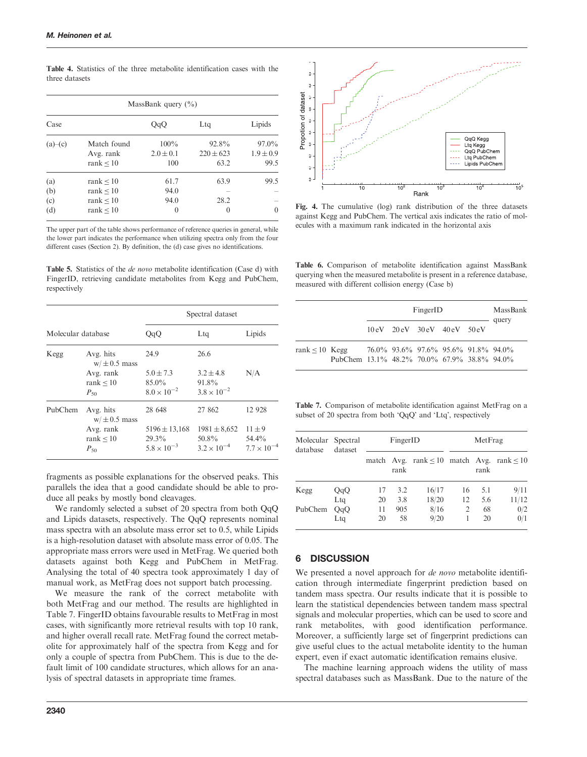**Table 4.** Statistics of the three metabolite identification cases with the three datasets

| Case | | MassBank query (%) | | |
|---|---|---|---|---|
| | | QqQ | Ltq | Lipids |
| (a)–(c) | Match found | 100% | 92.8% | 97.0% |
| | Avg. rank | $2.0 \pm 0.1$ | $220 \pm 623$ | $1.9 \pm 0.9$ |
| | rank ≤ 10 | 100 | 63.2 | 99.5 |
| (a) | rank ≤ 10 | 61.7 | 63.9 | 99.5 |
| (b) | rank ≤ 10 | 94.0 | – | – |
| (c) | rank ≤ 10 | 94.0 | 28.2 | – |
| (d) | rank ≤ 10 | 0 | 0 | 0 |

The upper part of the table shows performance of reference queries in general, while the lower part indicates the performance when utilizing spectra only from the four different cases (Section 2). By definition, the (d) case gives no identifications.

**Table 5.** Statistics of the *de novo* metabolite identification (Case d) with FingerID, retrieving candidate metabolites from Kegg and PubChem, respectively

| Molecular database | | Spectral dataset | | |
|---|---|---|---|---|
| | | QqQ | Ltq | Lipids |
| Kegg | Avg. hits w/ ± 0.5 mass | 24.9 | 26.6 | |
| | Avg. rank | $5.0 \pm 7.3$ | $3.2 \pm 4.8$ | N/A |
| | rank ≤ 10 | 85.0% | 91.8% | |
| | $P_{50}$ | $8.0 \times 10^{-2}$ | $3.8 \times 10^{-2}$ | |
| PubChem | Avg. hits w/ ± 0.5 mass | 28 648 | 27 862 | 12 928 |
| | Avg. rank | $5196 \pm 13{,}168$ | $1981 \pm 8{,}652$ | $11 \pm 9$ |
| | rank ≤ 10 | 29.3% | 50.8% | 54.4% |
| | $P_{50}$ | $5.8 \times 10^{-3}$ | $3.2 \times 10^{-4}$ | $7.7 \times 10^{-4}$ |

fragments as possible explanations for the observed peaks. This parallels the idea that a good candidate should be able to produce all peaks by mostly bond cleavages.

We randomly selected a subset of 20 spectra from both QqQ and Lipids datasets, respectively. The QqQ represents nominal mass spectra with an absolute mass error set to 0.5, while Lipids is a high-resolution dataset with absolute mass error of 0.05. The appropriate mass errors were used in MetFrag. We queried both datasets against both Kegg and PubChem in MetFrag. Analysing the total of 40 spectra took approximately 1 day of manual work, as MetFrag does not support batch processing.

We measure the rank of the correct metabolite with both MetFrag and our method. The results are highlighted in Table 7. FingerID obtains favourable results to MetFrag in most cases, with significantly more retrieval results with top 10 rank, and higher overall recall rate. MetFrag found the correct metabolite for approximately half of the spectra from Kegg and for only a couple of spectra from PubChem. This is due to the default limit of 100 candidate structures, which allows for an analysis of spectral datasets in appropriate time frames.

**Fig. 4.** The cumulative (log) rank distribution of the three datasets against Kegg and PubChem. The vertical axis indicates the ratio of molecules with a maximum rank indicated in the horizontal axis

**Table 6.** Comparison of metabolite identification against MassBank querying when the measured metabolite is present in a reference database, measured with different collision energy (Case b)

| | | FingerID | | | | | MassBank query |
|---|---|---|---|---|---|---|---|
| | | 10 eV | 20 eV | 30 eV | 40 eV | 50 eV | |
| rank ≤ 10 | Kegg | 76.0% | 93.6% | 97.6% | 95.6% | 91.8% | 94.0% |
| | PubChem | 13.1% | 48.2% | 70.0% | 67.9% | 38.8% | 94.0% |

**Table 7.** Comparison of metabolite identification against MetFrag on a subset of 20 spectra from both 'QqQ' and 'Ltq', respectively

| Molecular database | Spectral dataset | FingerID | | | MetFrag | | |
|---|---|---|---|---|---|---|---|
| | | match | Avg. rank | rank ≤ 10 | match | Avg. rank | rank ≤ 10 |
| Kegg | QqQ | 17 | 3.2 | 16/17 | 16 | 5.1 | 9/11 |
| | Ltq | 20 | 3.8 | 18/20 | 12 | 5.6 | 11/12 |
| PubChem | QqQ | 11 | 905 | 8/16 | 2 | 68 | 0/2 |
| | Ltq | 20 | 58 | 9/20 | 1 | 20 | 0/1 |

## 6 DISCUSSION

We presented a novel approach for *de novo* metabolite identification through intermediate fingerprint prediction based on tandem mass spectra. Our results indicate that it is possible to learn the statistical dependencies between tandem mass spectral signals and molecular properties, which can be used to score and rank metabolites, with good identification performance. Moreover, a sufficiently large set of fingerprint predictions can give useful clues to the actual metabolite identity to the human expert, even if exact automatic identification remains elusive.

The machine learning approach widens the utility of mass spectral databases such as MassBank. Due to the nature of the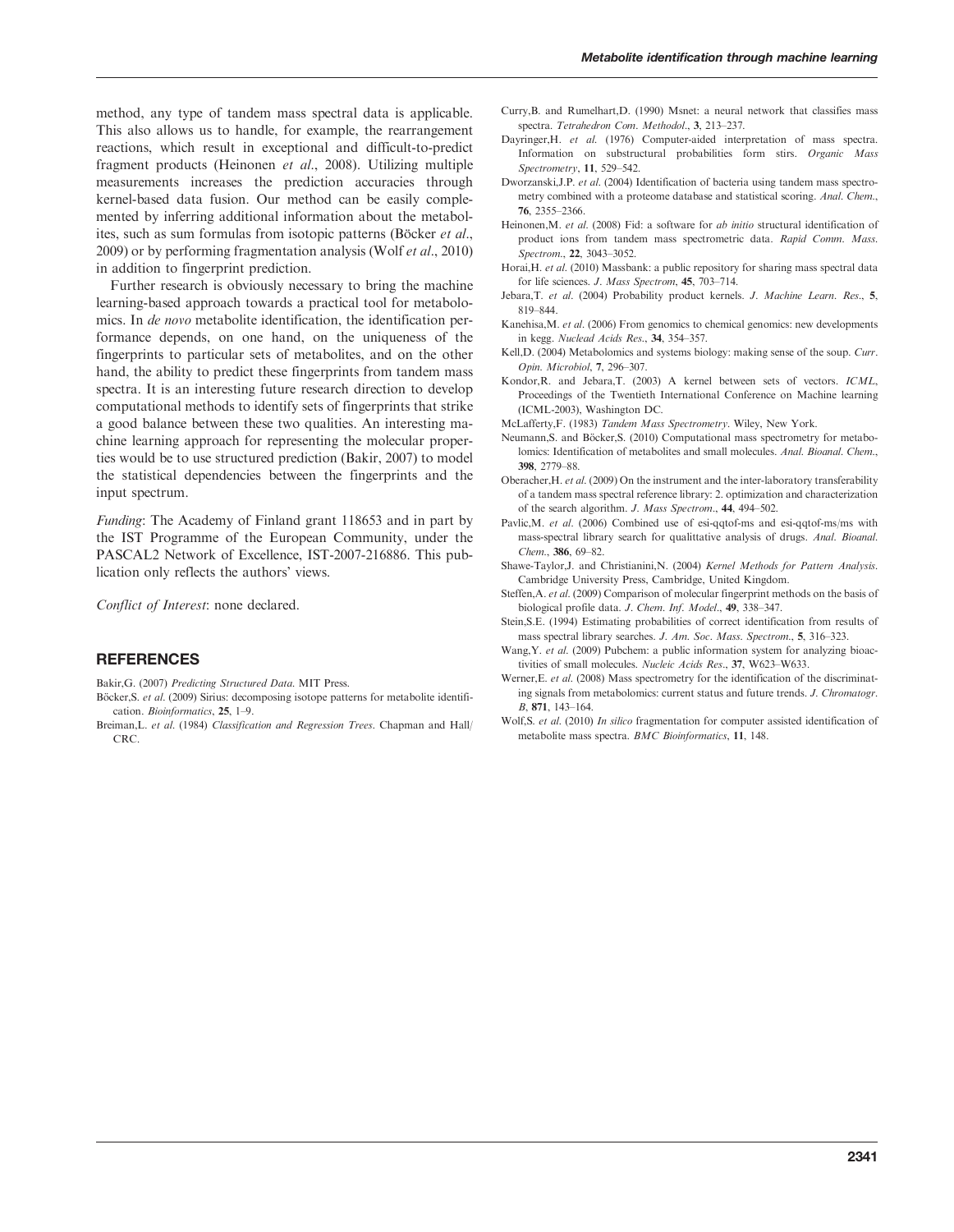method, any type of tandem mass spectral data is applicable. This also allows us to handle, for example, the rearrangement reactions, which result in exceptional and difficult-to-predict fragment products (Heinonen *et al*., 2008). Utilizing multiple measurements increases the prediction accuracies through kernel-based data fusion. Our method can be easily complemented by inferring additional information about the metabolites, such as sum formulas from isotopic patterns (Böcker *et al*., 2009) or by performing fragmentation analysis (Wolf *et al*., 2010) in addition to fingerprint prediction.

Further research is obviously necessary to bring the machine learning-based approach towards a practical tool for metabolomics. In *de novo* metabolite identification, the identification performance depends, on one hand, on the uniqueness of the fingerprints to particular sets of metabolites, and on the other hand, the ability to predict these fingerprints from tandem mass spectra. It is an interesting future research direction to develop computational methods to identify sets of fingerprints that strike a good balance between these two qualities. An interesting machine learning approach for representing the molecular properties would be to use structured prediction (Bakir, 2007) to model the statistical dependencies between the fingerprints and the input spectrum.

*Funding*: The Academy of Finland grant 118653 and in part by the IST Programme of the European Community, under the PASCAL2 Network of Excellence, IST-2007-216886. This publication only reflects the authors' views.

*Conflict of Interest*: none declared.

## REFERENCES

Bakir,G. (2007) *Predicting Structured Data*. MIT Press.

Böcker,S. *et al*. (2009) Sirius: decomposing isotope patterns for metabolite identification. *Bioinformatics*, **25**, 1–9.

Breiman,L. *et al*. (1984) *Classification and Regression Trees*. Chapman and Hall/CRC.

Curry,B. and Rumelhart,D. (1990) Msnet: a neural network that classifies mass spectra. *Tetrahedron Com. Methodol*., **3**, 213–237.

Dayringer,H. *et al*. (1976) Computer-aided interpretation of mass spectra. Information on substructural probabilities form stirs. *Organic Mass Spectrometry*, **11**, 529–542.

Dworzanski,J.P. *et al*. (2004) Identification of bacteria using tandem mass spectrometry combined with a proteome database and statistical scoring. *Anal. Chem*., **76**, 2355–2366.

Heinonen,M. *et al*. (2008) Fid: a software for *ab initio* structural identification of product ions from tandem mass spectrometric data. *Rapid Comm. Mass. Spectrom*., **22**, 3043–3052.

Horai,H. *et al*. (2010) Massbank: a public repository for sharing mass spectral data for life sciences. *J. Mass Spectrom*, **45**, 703–714.

Jebara,T. *et al*. (2004) Probability product kernels. *J. Machine Learn. Res*., **5**, 819–844.

Kanehisa,M. *et al*. (2006) From genomics to chemical genomics: new developments in kegg. *Nuclead Acids Res*., **34**, 354–357.

Kell,D. (2004) Metabolomics and systems biology: making sense of the soup. *Curr. Opin. Microbiol*, **7**, 296–307.

Kondor,R. and Jebara,T. (2003) A kernel between sets of vectors. *ICML*, Proceedings of the Twentieth International Conference on Machine learning (ICML-2003), Washington DC.

McLafferty,F. (1983) *Tandem Mass Spectrometry*. Wiley, New York.

Neumann,S. and Böcker,S. (2010) Computational mass spectrometry for metabolomics: Identification of metabolites and small molecules. *Anal. Bioanal. Chem*., **398**, 2779–88.

Oberacher,H. *et al*. (2009) On the instrument and the inter-laboratory transferability of a tandem mass spectral reference library: 2. optimization and characterization of the search algorithm. *J. Mass Spectrom*., **44**, 494–502.

Pavlic,M. *et al*. (2006) Combined use of esi-qqtof-ms and esi-qqtof-ms/ms with mass-spectral library search for qualittative analysis of drugs. *Anal. Bioanal. Chem*., **386**, 69–82.

Shawe-Taylor,J. and Christianini,N. (2004) *Kernel Methods for Pattern Analysis*. Cambridge University Press, Cambridge, United Kingdom.

Steffen,A. *et al*. (2009) Comparison of molecular fingerprint methods on the basis of biological profile data. *J. Chem. Inf. Model*., **49**, 338–347.

Stein,S.E. (1994) Estimating probabilities of correct identification from results of mass spectral library searches. *J. Am. Soc. Mass. Spectrom*., **5**, 316–323.

Wang,Y. *et al*. (2009) Pubchem: a public information system for analyzing bioactivities of small molecules. *Nucleic Acids Res*., **37**, W623–W633.

Werner,E. *et al*. (2008) Mass spectrometry for the identification of the discriminating signals from metabolomics: current status and future trends. *J. Chromatogr. B*, **871**, 143–164.

Wolf,S. *et al*. (2010) *In silico* fragmentation for computer assisted identification of metabolite mass spectra. *BMC Bioinformatics*, **11**, 148.